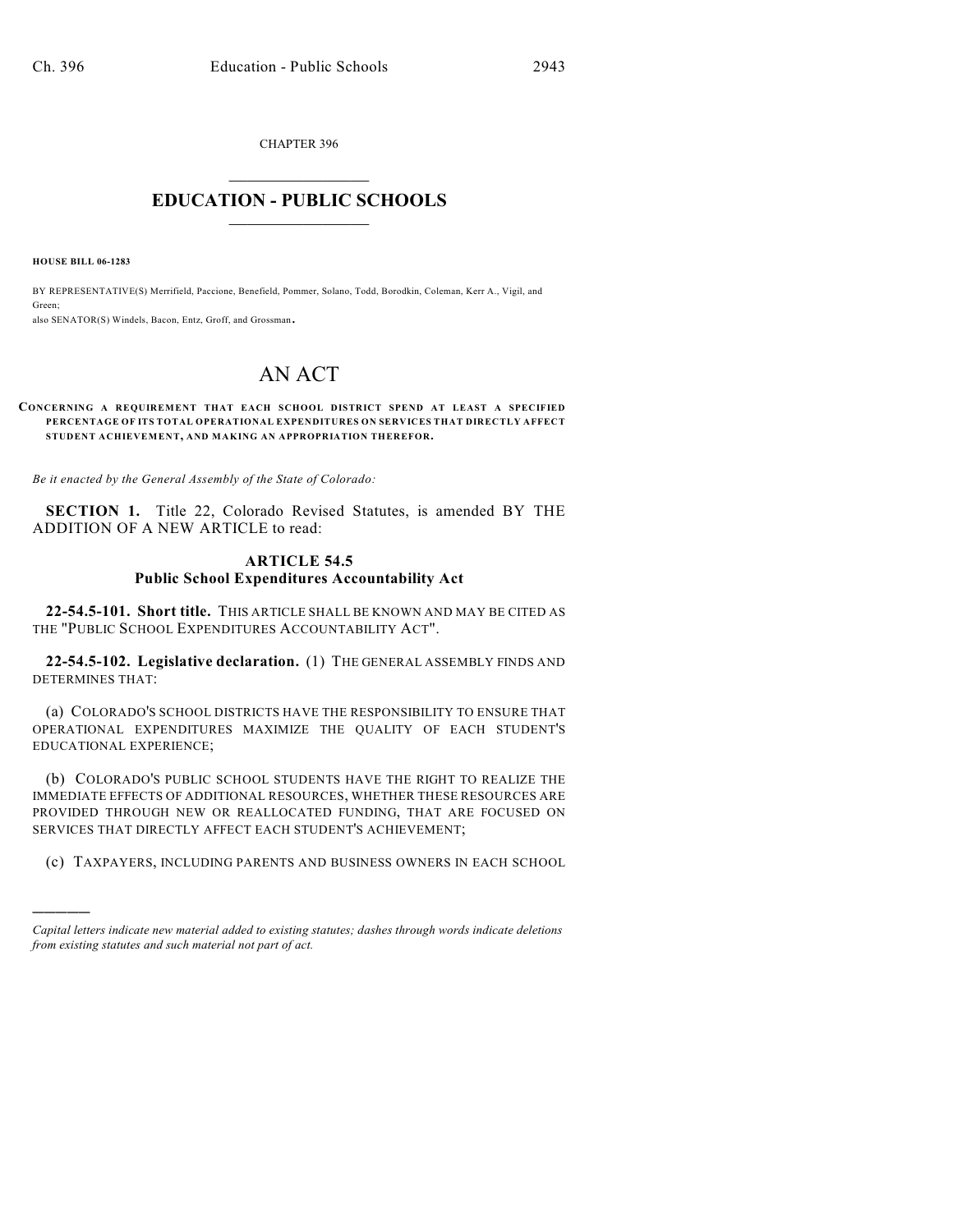CHAPTER 396

# EDUCATION - PUBLIC SCHOOLS

**HOUSE BILL 06-1283**

BY REPRESENTATIVE(S) Merrifield, Paccione, Benefield, Pommer, Solano, Todd, Borodkin, Coleman, Kerr A., Vigil, and Green;
also SENATOR(S) Windels, Bacon, Entz, Groff, and Grossman.

# AN ACT

**CONCERNING A REQUIREMENT THAT EACH SCHOOL DISTRICT SPEND AT LEAST A SPECIFIED PERCENTAGE OF ITS TOTAL OPERATIONAL EXPENDITURES ON SERVICES THAT DIRECTLY AFFECT STUDENT ACHIEVEMENT, AND MAKING AN APPROPRIATION THEREFOR.**

*Be it enacted by the General Assembly of the State of Colorado:*

**SECTION 1.** Title 22, Colorado Revised Statutes, is amended BY THE ADDITION OF A NEW ARTICLE to read:

## ARTICLE 54.5
## Public School Expenditures Accountability Act

**22-54.5-101. Short title.** THIS ARTICLE SHALL BE KNOWN AND MAY BE CITED AS THE "PUBLIC SCHOOL EXPENDITURES ACCOUNTABILITY ACT".

**22-54.5-102. Legislative declaration.** (1) THE GENERAL ASSEMBLY FINDS AND DETERMINES THAT:

(a) COLORADO'S SCHOOL DISTRICTS HAVE THE RESPONSIBILITY TO ENSURE THAT OPERATIONAL EXPENDITURES MAXIMIZE THE QUALITY OF EACH STUDENT'S EDUCATIONAL EXPERIENCE;

(b) COLORADO'S PUBLIC SCHOOL STUDENTS HAVE THE RIGHT TO REALIZE THE IMMEDIATE EFFECTS OF ADDITIONAL RESOURCES, WHETHER THESE RESOURCES ARE PROVIDED THROUGH NEW OR REALLOCATED FUNDING, THAT ARE FOCUSED ON SERVICES THAT DIRECTLY AFFECT EACH STUDENT'S ACHIEVEMENT;

(c) TAXPAYERS, INCLUDING PARENTS AND BUSINESS OWNERS IN EACH SCHOOL

---

*Capital letters indicate new material added to existing statutes; dashes through words indicate deletions from existing statutes and such material not part of act.*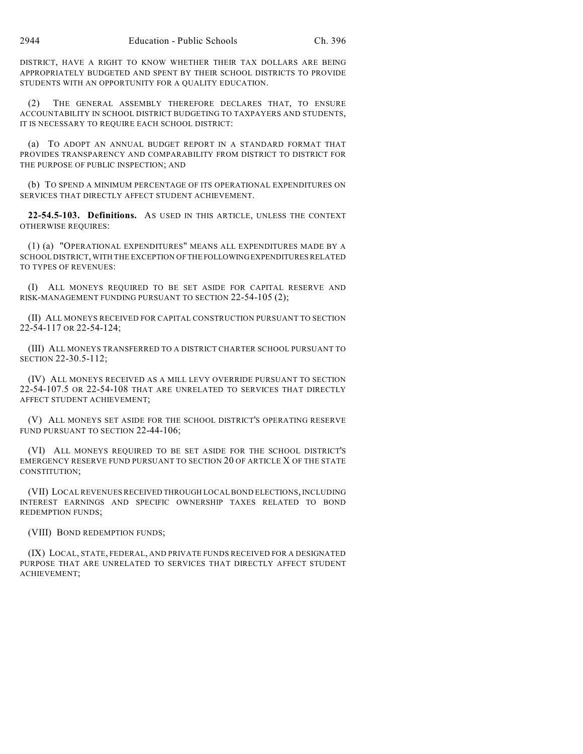DISTRICT, HAVE A RIGHT TO KNOW WHETHER THEIR TAX DOLLARS ARE BEING APPROPRIATELY BUDGETED AND SPENT BY THEIR SCHOOL DISTRICTS TO PROVIDE STUDENTS WITH AN OPPORTUNITY FOR A QUALITY EDUCATION.

(2) THE GENERAL ASSEMBLY THEREFORE DECLARES THAT, TO ENSURE ACCOUNTABILITY IN SCHOOL DISTRICT BUDGETING TO TAXPAYERS AND STUDENTS, IT IS NECESSARY TO REQUIRE EACH SCHOOL DISTRICT:

(a) TO ADOPT AN ANNUAL BUDGET REPORT IN A STANDARD FORMAT THAT PROVIDES TRANSPARENCY AND COMPARABILITY FROM DISTRICT TO DISTRICT FOR THE PURPOSE OF PUBLIC INSPECTION; AND

(b) TO SPEND A MINIMUM PERCENTAGE OF ITS OPERATIONAL EXPENDITURES ON SERVICES THAT DIRECTLY AFFECT STUDENT ACHIEVEMENT.

**22-54.5-103. Definitions.** AS USED IN THIS ARTICLE, UNLESS THE CONTEXT OTHERWISE REQUIRES:

(1) (a) "OPERATIONAL EXPENDITURES" MEANS ALL EXPENDITURES MADE BY A SCHOOL DISTRICT, WITH THE EXCEPTION OF THE FOLLOWING EXPENDITURES RELATED TO TYPES OF REVENUES:

(I) ALL MONEYS REQUIRED TO BE SET ASIDE FOR CAPITAL RESERVE AND RISK-MANAGEMENT FUNDING PURSUANT TO SECTION 22-54-105 (2);

(II) ALL MONEYS RECEIVED FOR CAPITAL CONSTRUCTION PURSUANT TO SECTION 22-54-117 OR 22-54-124;

(III) ALL MONEYS TRANSFERRED TO A DISTRICT CHARTER SCHOOL PURSUANT TO SECTION 22-30.5-112;

(IV) ALL MONEYS RECEIVED AS A MILL LEVY OVERRIDE PURSUANT TO SECTION 22-54-107.5 OR 22-54-108 THAT ARE UNRELATED TO SERVICES THAT DIRECTLY AFFECT STUDENT ACHIEVEMENT;

(V) ALL MONEYS SET ASIDE FOR THE SCHOOL DISTRICT'S OPERATING RESERVE FUND PURSUANT TO SECTION 22-44-106;

(VI) ALL MONEYS REQUIRED TO BE SET ASIDE FOR THE SCHOOL DISTRICT'S EMERGENCY RESERVE FUND PURSUANT TO SECTION 20 OF ARTICLE X OF THE STATE CONSTITUTION;

(VII) LOCAL REVENUES RECEIVED THROUGH LOCAL BOND ELECTIONS, INCLUDING INTEREST EARNINGS AND SPECIFIC OWNERSHIP TAXES RELATED TO BOND REDEMPTION FUNDS;

(VIII) BOND REDEMPTION FUNDS;

(IX) LOCAL, STATE, FEDERAL, AND PRIVATE FUNDS RECEIVED FOR A DESIGNATED PURPOSE THAT ARE UNRELATED TO SERVICES THAT DIRECTLY AFFECT STUDENT ACHIEVEMENT;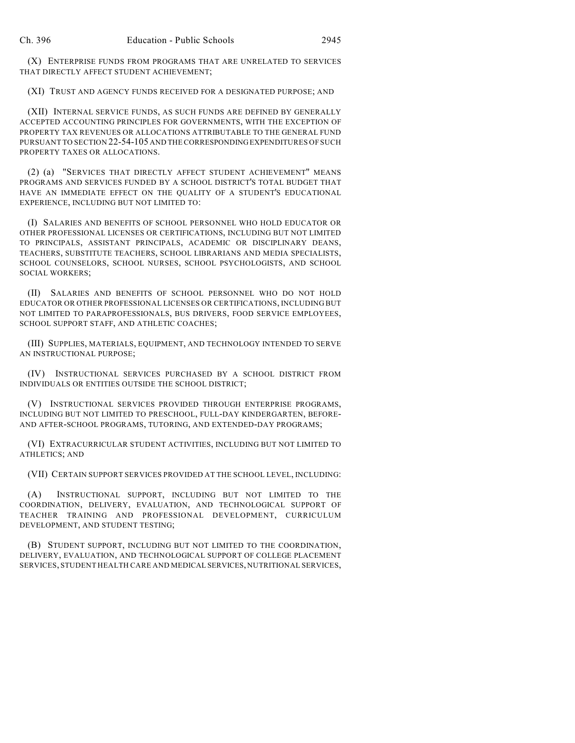(X) ENTERPRISE FUNDS FROM PROGRAMS THAT ARE UNRELATED TO SERVICES THAT DIRECTLY AFFECT STUDENT ACHIEVEMENT;

(XI) TRUST AND AGENCY FUNDS RECEIVED FOR A DESIGNATED PURPOSE; AND

(XII) INTERNAL SERVICE FUNDS, AS SUCH FUNDS ARE DEFINED BY GENERALLY ACCEPTED ACCOUNTING PRINCIPLES FOR GOVERNMENTS, WITH THE EXCEPTION OF PROPERTY TAX REVENUES OR ALLOCATIONS ATTRIBUTABLE TO THE GENERAL FUND PURSUANT TO SECTION 22-54-105 AND THE CORRESPONDING EXPENDITURES OF SUCH PROPERTY TAXES OR ALLOCATIONS.

(2) (a) "SERVICES THAT DIRECTLY AFFECT STUDENT ACHIEVEMENT" MEANS PROGRAMS AND SERVICES FUNDED BY A SCHOOL DISTRICT'S TOTAL BUDGET THAT HAVE AN IMMEDIATE EFFECT ON THE QUALITY OF A STUDENT'S EDUCATIONAL EXPERIENCE, INCLUDING BUT NOT LIMITED TO:

(I) SALARIES AND BENEFITS OF SCHOOL PERSONNEL WHO HOLD EDUCATOR OR OTHER PROFESSIONAL LICENSES OR CERTIFICATIONS, INCLUDING BUT NOT LIMITED TO PRINCIPALS, ASSISTANT PRINCIPALS, ACADEMIC OR DISCIPLINARY DEANS, TEACHERS, SUBSTITUTE TEACHERS, SCHOOL LIBRARIANS AND MEDIA SPECIALISTS, SCHOOL COUNSELORS, SCHOOL NURSES, SCHOOL PSYCHOLOGISTS, AND SCHOOL SOCIAL WORKERS;

(II) SALARIES AND BENEFITS OF SCHOOL PERSONNEL WHO DO NOT HOLD EDUCATOR OR OTHER PROFESSIONAL LICENSES OR CERTIFICATIONS, INCLUDING BUT NOT LIMITED TO PARAPROFESSIONALS, BUS DRIVERS, FOOD SERVICE EMPLOYEES, SCHOOL SUPPORT STAFF, AND ATHLETIC COACHES;

(III) SUPPLIES, MATERIALS, EQUIPMENT, AND TECHNOLOGY INTENDED TO SERVE AN INSTRUCTIONAL PURPOSE;

(IV) INSTRUCTIONAL SERVICES PURCHASED BY A SCHOOL DISTRICT FROM INDIVIDUALS OR ENTITIES OUTSIDE THE SCHOOL DISTRICT;

(V) INSTRUCTIONAL SERVICES PROVIDED THROUGH ENTERPRISE PROGRAMS, INCLUDING BUT NOT LIMITED TO PRESCHOOL, FULL-DAY KINDERGARTEN, BEFORE- AND AFTER-SCHOOL PROGRAMS, TUTORING, AND EXTENDED-DAY PROGRAMS;

(VI) EXTRACURRICULAR STUDENT ACTIVITIES, INCLUDING BUT NOT LIMITED TO ATHLETICS; AND

(VII) CERTAIN SUPPORT SERVICES PROVIDED AT THE SCHOOL LEVEL, INCLUDING:

(A) INSTRUCTIONAL SUPPORT, INCLUDING BUT NOT LIMITED TO THE COORDINATION, DELIVERY, EVALUATION, AND TECHNOLOGICAL SUPPORT OF TEACHER TRAINING AND PROFESSIONAL DEVELOPMENT, CURRICULUM DEVELOPMENT, AND STUDENT TESTING;

(B) STUDENT SUPPORT, INCLUDING BUT NOT LIMITED TO THE COORDINATION, DELIVERY, EVALUATION, AND TECHNOLOGICAL SUPPORT OF COLLEGE PLACEMENT SERVICES, STUDENT HEALTH CARE AND MEDICAL SERVICES, NUTRITIONAL SERVICES,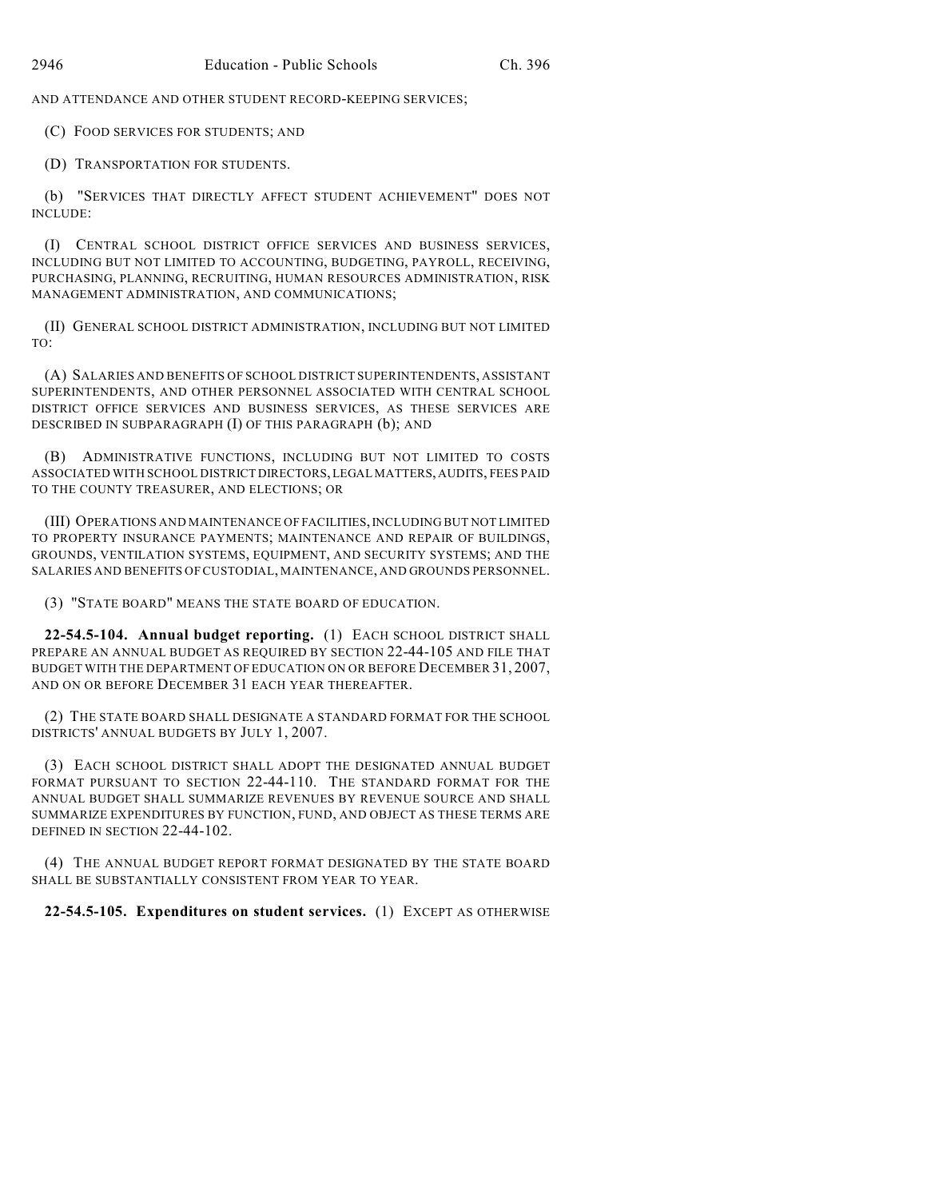AND ATTENDANCE AND OTHER STUDENT RECORD-KEEPING SERVICES;

(C) FOOD SERVICES FOR STUDENTS; AND

(D) TRANSPORTATION FOR STUDENTS.

(b) "SERVICES THAT DIRECTLY AFFECT STUDENT ACHIEVEMENT" DOES NOT INCLUDE:

(I) CENTRAL SCHOOL DISTRICT OFFICE SERVICES AND BUSINESS SERVICES, INCLUDING BUT NOT LIMITED TO ACCOUNTING, BUDGETING, PAYROLL, RECEIVING, PURCHASING, PLANNING, RECRUITING, HUMAN RESOURCES ADMINISTRATION, RISK MANAGEMENT ADMINISTRATION, AND COMMUNICATIONS;

(II) GENERAL SCHOOL DISTRICT ADMINISTRATION, INCLUDING BUT NOT LIMITED TO:

(A) SALARIES AND BENEFITS OF SCHOOL DISTRICT SUPERINTENDENTS, ASSISTANT SUPERINTENDENTS, AND OTHER PERSONNEL ASSOCIATED WITH CENTRAL SCHOOL DISTRICT OFFICE SERVICES AND BUSINESS SERVICES, AS THESE SERVICES ARE DESCRIBED IN SUBPARAGRAPH (I) OF THIS PARAGRAPH (b); AND

(B) ADMINISTRATIVE FUNCTIONS, INCLUDING BUT NOT LIMITED TO COSTS ASSOCIATED WITH SCHOOL DISTRICT DIRECTORS, LEGAL MATTERS, AUDITS, FEES PAID TO THE COUNTY TREASURER, AND ELECTIONS; OR

(III) OPERATIONS AND MAINTENANCE OF FACILITIES, INCLUDING BUT NOT LIMITED TO PROPERTY INSURANCE PAYMENTS; MAINTENANCE AND REPAIR OF BUILDINGS, GROUNDS, VENTILATION SYSTEMS, EQUIPMENT, AND SECURITY SYSTEMS; AND THE SALARIES AND BENEFITS OF CUSTODIAL, MAINTENANCE, AND GROUNDS PERSONNEL.

(3) "STATE BOARD" MEANS THE STATE BOARD OF EDUCATION.

**22-54.5-104. Annual budget reporting.** (1) EACH SCHOOL DISTRICT SHALL PREPARE AN ANNUAL BUDGET AS REQUIRED BY SECTION 22-44-105 AND FILE THAT BUDGET WITH THE DEPARTMENT OF EDUCATION ON OR BEFORE DECEMBER 31, 2007, AND ON OR BEFORE DECEMBER 31 EACH YEAR THEREAFTER.

(2) THE STATE BOARD SHALL DESIGNATE A STANDARD FORMAT FOR THE SCHOOL DISTRICTS' ANNUAL BUDGETS BY JULY 1, 2007.

(3) EACH SCHOOL DISTRICT SHALL ADOPT THE DESIGNATED ANNUAL BUDGET FORMAT PURSUANT TO SECTION 22-44-110. THE STANDARD FORMAT FOR THE ANNUAL BUDGET SHALL SUMMARIZE REVENUES BY REVENUE SOURCE AND SHALL SUMMARIZE EXPENDITURES BY FUNCTION, FUND, AND OBJECT AS THESE TERMS ARE DEFINED IN SECTION 22-44-102.

(4) THE ANNUAL BUDGET REPORT FORMAT DESIGNATED BY THE STATE BOARD SHALL BE SUBSTANTIALLY CONSISTENT FROM YEAR TO YEAR.

**22-54.5-105. Expenditures on student services.** (1) EXCEPT AS OTHERWISE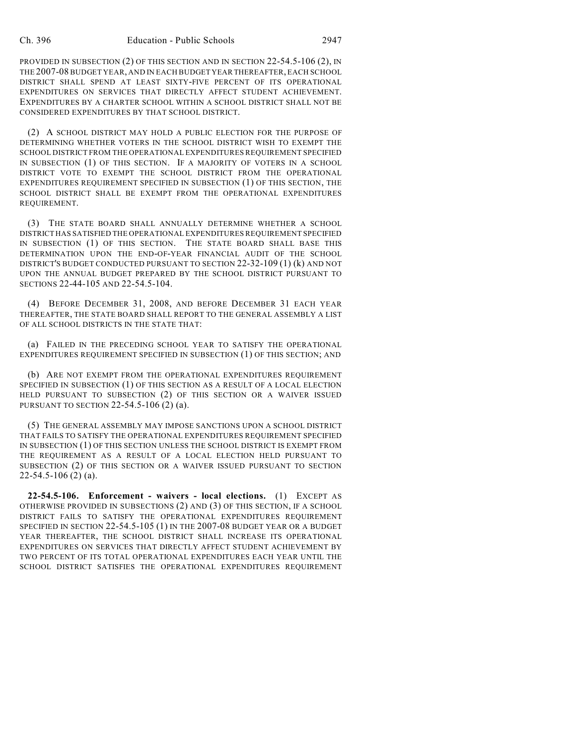PROVIDED IN SUBSECTION (2) OF THIS SECTION AND IN SECTION 22-54.5-106 (2), IN THE 2007-08 BUDGET YEAR, AND IN EACH BUDGET YEAR THEREAFTER, EACH SCHOOL DISTRICT SHALL SPEND AT LEAST SIXTY-FIVE PERCENT OF ITS OPERATIONAL EXPENDITURES ON SERVICES THAT DIRECTLY AFFECT STUDENT ACHIEVEMENT. EXPENDITURES BY A CHARTER SCHOOL WITHIN A SCHOOL DISTRICT SHALL NOT BE CONSIDERED EXPENDITURES BY THAT SCHOOL DISTRICT.

(2) A SCHOOL DISTRICT MAY HOLD A PUBLIC ELECTION FOR THE PURPOSE OF DETERMINING WHETHER VOTERS IN THE SCHOOL DISTRICT WISH TO EXEMPT THE SCHOOL DISTRICT FROM THE OPERATIONAL EXPENDITURES REQUIREMENT SPECIFIED IN SUBSECTION (1) OF THIS SECTION. IF A MAJORITY OF VOTERS IN A SCHOOL DISTRICT VOTE TO EXEMPT THE SCHOOL DISTRICT FROM THE OPERATIONAL EXPENDITURES REQUIREMENT SPECIFIED IN SUBSECTION (1) OF THIS SECTION, THE SCHOOL DISTRICT SHALL BE EXEMPT FROM THE OPERATIONAL EXPENDITURES REQUIREMENT.

(3) THE STATE BOARD SHALL ANNUALLY DETERMINE WHETHER A SCHOOL DISTRICT HAS SATISFIED THE OPERATIONAL EXPENDITURES REQUIREMENT SPECIFIED IN SUBSECTION (1) OF THIS SECTION. THE STATE BOARD SHALL BASE THIS DETERMINATION UPON THE END-OF-YEAR FINANCIAL AUDIT OF THE SCHOOL DISTRICT'S BUDGET CONDUCTED PURSUANT TO SECTION 22-32-109 (1) (k) AND NOT UPON THE ANNUAL BUDGET PREPARED BY THE SCHOOL DISTRICT PURSUANT TO SECTIONS 22-44-105 AND 22-54.5-104.

(4) BEFORE DECEMBER 31, 2008, AND BEFORE DECEMBER 31 EACH YEAR THEREAFTER, THE STATE BOARD SHALL REPORT TO THE GENERAL ASSEMBLY A LIST OF ALL SCHOOL DISTRICTS IN THE STATE THAT:

(a) FAILED IN THE PRECEDING SCHOOL YEAR TO SATISFY THE OPERATIONAL EXPENDITURES REQUIREMENT SPECIFIED IN SUBSECTION (1) OF THIS SECTION; AND

(b) ARE NOT EXEMPT FROM THE OPERATIONAL EXPENDITURES REQUIREMENT SPECIFIED IN SUBSECTION (1) OF THIS SECTION AS A RESULT OF A LOCAL ELECTION HELD PURSUANT TO SUBSECTION (2) OF THIS SECTION OR A WAIVER ISSUED PURSUANT TO SECTION 22-54.5-106 (2) (a).

(5) THE GENERAL ASSEMBLY MAY IMPOSE SANCTIONS UPON A SCHOOL DISTRICT THAT FAILS TO SATISFY THE OPERATIONAL EXPENDITURES REQUIREMENT SPECIFIED IN SUBSECTION (1) OF THIS SECTION UNLESS THE SCHOOL DISTRICT IS EXEMPT FROM THE REQUIREMENT AS A RESULT OF A LOCAL ELECTION HELD PURSUANT TO SUBSECTION (2) OF THIS SECTION OR A WAIVER ISSUED PURSUANT TO SECTION 22-54.5-106 (2) (a).

**22-54.5-106. Enforcement - waivers - local elections.** (1) EXCEPT AS OTHERWISE PROVIDED IN SUBSECTIONS (2) AND (3) OF THIS SECTION, IF A SCHOOL DISTRICT FAILS TO SATISFY THE OPERATIONAL EXPENDITURES REQUIREMENT SPECIFIED IN SECTION 22-54.5-105 (1) IN THE 2007-08 BUDGET YEAR OR A BUDGET YEAR THEREAFTER, THE SCHOOL DISTRICT SHALL INCREASE ITS OPERATIONAL EXPENDITURES ON SERVICES THAT DIRECTLY AFFECT STUDENT ACHIEVEMENT BY TWO PERCENT OF ITS TOTAL OPERATIONAL EXPENDITURES EACH YEAR UNTIL THE SCHOOL DISTRICT SATISFIES THE OPERATIONAL EXPENDITURES REQUIREMENT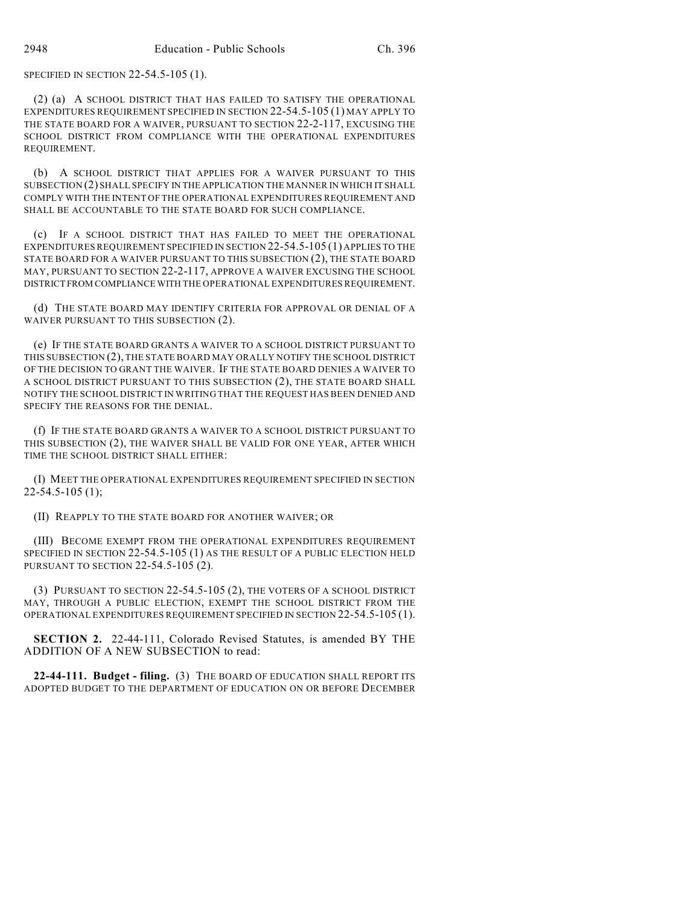SPECIFIED IN SECTION 22-54.5-105 (1).

(2) (a) A SCHOOL DISTRICT THAT HAS FAILED TO SATISFY THE OPERATIONAL EXPENDITURES REQUIREMENT SPECIFIED IN SECTION 22-54.5-105 (1) MAY APPLY TO THE STATE BOARD FOR A WAIVER, PURSUANT TO SECTION 22-2-117, EXCUSING THE SCHOOL DISTRICT FROM COMPLIANCE WITH THE OPERATIONAL EXPENDITURES REQUIREMENT.

(b) A SCHOOL DISTRICT THAT APPLIES FOR A WAIVER PURSUANT TO THIS SUBSECTION (2) SHALL SPECIFY IN THE APPLICATION THE MANNER IN WHICH IT SHALL COMPLY WITH THE INTENT OF THE OPERATIONAL EXPENDITURES REQUIREMENT AND SHALL BE ACCOUNTABLE TO THE STATE BOARD FOR SUCH COMPLIANCE.

(c) IF A SCHOOL DISTRICT THAT HAS FAILED TO MEET THE OPERATIONAL EXPENDITURES REQUIREMENT SPECIFIED IN SECTION 22-54.5-105 (1) APPLIES TO THE STATE BOARD FOR A WAIVER PURSUANT TO THIS SUBSECTION (2), THE STATE BOARD MAY, PURSUANT TO SECTION 22-2-117, APPROVE A WAIVER EXCUSING THE SCHOOL DISTRICT FROM COMPLIANCE WITH THE OPERATIONAL EXPENDITURES REQUIREMENT.

(d) THE STATE BOARD MAY IDENTIFY CRITERIA FOR APPROVAL OR DENIAL OF A WAIVER PURSUANT TO THIS SUBSECTION (2).

(e) IF THE STATE BOARD GRANTS A WAIVER TO A SCHOOL DISTRICT PURSUANT TO THIS SUBSECTION (2), THE STATE BOARD MAY ORALLY NOTIFY THE SCHOOL DISTRICT OF THE DECISION TO GRANT THE WAIVER. IF THE STATE BOARD DENIES A WAIVER TO A SCHOOL DISTRICT PURSUANT TO THIS SUBSECTION (2), THE STATE BOARD SHALL NOTIFY THE SCHOOL DISTRICT IN WRITING THAT THE REQUEST HAS BEEN DENIED AND SPECIFY THE REASONS FOR THE DENIAL.

(f) IF THE STATE BOARD GRANTS A WAIVER TO A SCHOOL DISTRICT PURSUANT TO THIS SUBSECTION (2), THE WAIVER SHALL BE VALID FOR ONE YEAR, AFTER WHICH TIME THE SCHOOL DISTRICT SHALL EITHER:

(I) MEET THE OPERATIONAL EXPENDITURES REQUIREMENT SPECIFIED IN SECTION 22-54.5-105 (1);

(II) REAPPLY TO THE STATE BOARD FOR ANOTHER WAIVER; OR

(III) BECOME EXEMPT FROM THE OPERATIONAL EXPENDITURES REQUIREMENT SPECIFIED IN SECTION 22-54.5-105 (1) AS THE RESULT OF A PUBLIC ELECTION HELD PURSUANT TO SECTION 22-54.5-105 (2).

(3) PURSUANT TO SECTION 22-54.5-105 (2), THE VOTERS OF A SCHOOL DISTRICT MAY, THROUGH A PUBLIC ELECTION, EXEMPT THE SCHOOL DISTRICT FROM THE OPERATIONAL EXPENDITURES REQUIREMENT SPECIFIED IN SECTION 22-54.5-105 (1).

**SECTION 2.** 22-44-111, Colorado Revised Statutes, is amended BY THE ADDITION OF A NEW SUBSECTION to read:

**22-44-111. Budget - filing.** (3) THE BOARD OF EDUCATION SHALL REPORT ITS ADOPTED BUDGET TO THE DEPARTMENT OF EDUCATION ON OR BEFORE DECEMBER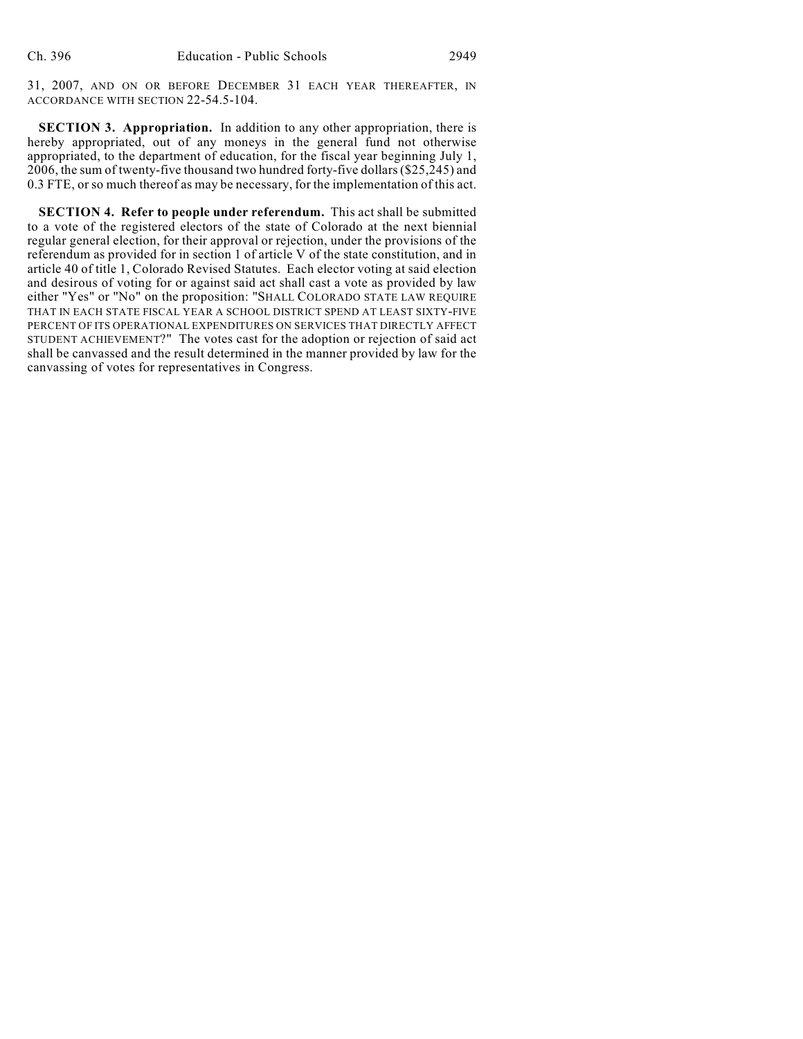31, 2007, AND ON OR BEFORE DECEMBER 31 EACH YEAR THEREAFTER, IN ACCORDANCE WITH SECTION 22-54.5-104.

**SECTION 3. Appropriation.** In addition to any other appropriation, there is hereby appropriated, out of any moneys in the general fund not otherwise appropriated, to the department of education, for the fiscal year beginning July 1, 2006, the sum of twenty-five thousand two hundred forty-five dollars ($25,245) and 0.3 FTE, or so much thereof as may be necessary, for the implementation of this act.

**SECTION 4. Refer to people under referendum.** This act shall be submitted to a vote of the registered electors of the state of Colorado at the next biennial regular general election, for their approval or rejection, under the provisions of the referendum as provided for in section 1 of article V of the state constitution, and in article 40 of title 1, Colorado Revised Statutes. Each elector voting at said election and desirous of voting for or against said act shall cast a vote as provided by law either "Yes" or "No" on the proposition: "SHALL COLORADO STATE LAW REQUIRE THAT IN EACH STATE FISCAL YEAR A SCHOOL DISTRICT SPEND AT LEAST SIXTY-FIVE PERCENT OF ITS OPERATIONAL EXPENDITURES ON SERVICES THAT DIRECTLY AFFECT STUDENT ACHIEVEMENT?" The votes cast for the adoption or rejection of said act shall be canvassed and the result determined in the manner provided by law for the canvassing of votes for representatives in Congress.